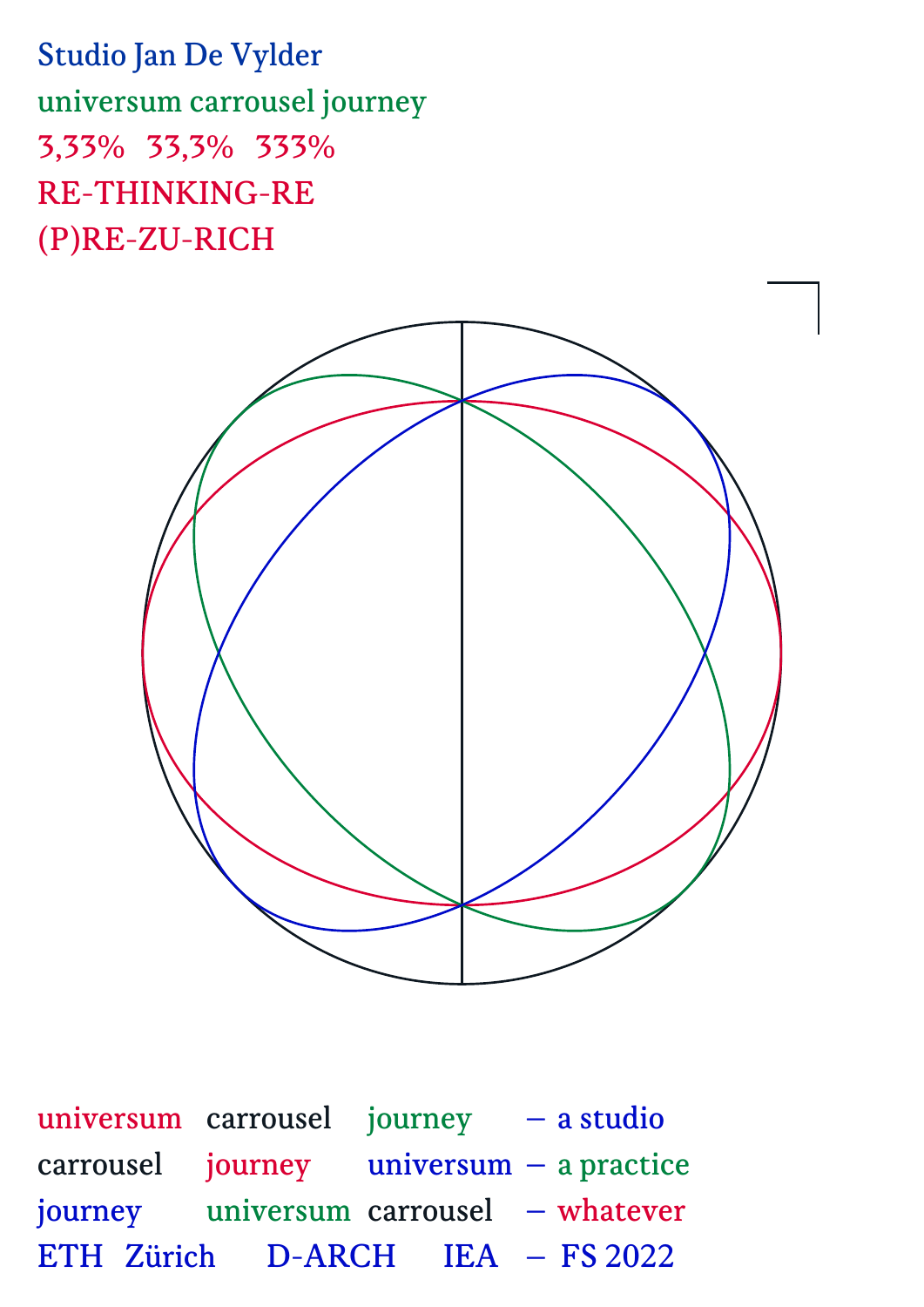Studio Jan De Vylder

universsum carrousel journey

3,33%   33,3%   333%

RE-THINKING-RE

(P)RE-ZU-RICH

| | | | |
|---|---|---|---|
| universum | carrousel | journey | – a studio |
| carrousel | journey | universum | – a practice |
| journey | universum | carrousel | – whatever |
| ETH Zürich | D-ARCH | IEA | – FS 2022 |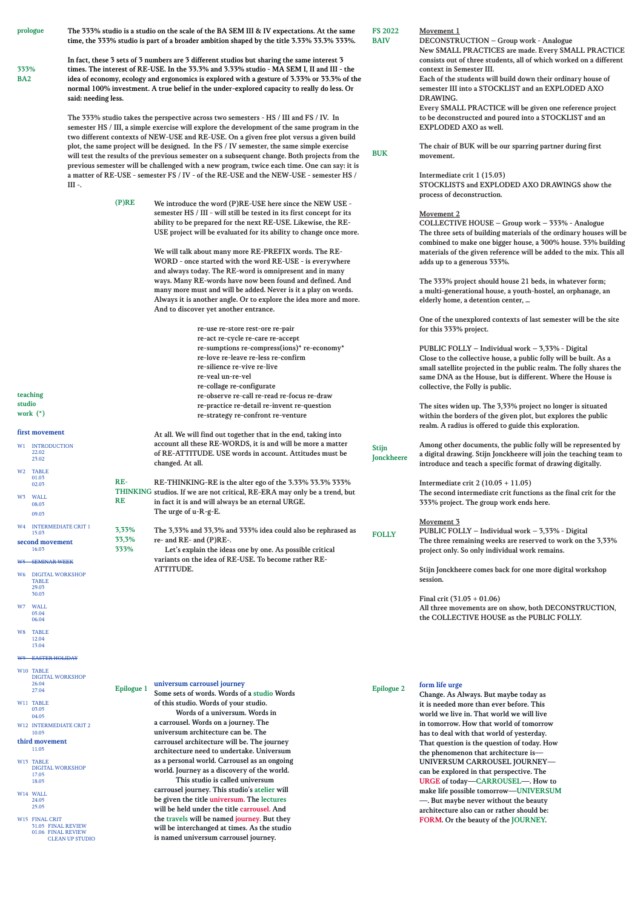**prologue**

The 333% studio is a studio on the scale of the BA SEM III & IV expectations. At the same time, the 333% studio is part of a broader ambition shaped by the title 3.33% 33.3% 333%.

**333%**
**BA2**

In fact, these 3 sets of 3 numbers are 3 different studios but sharing the same interest 3 times. The interest of RE-USE. In the 33.3% and 3.33% studio - MA SEM I, II and III - the idea of economy, ecology and ergonomics is explored with a gesture of 3.33% or 33.3% of the normal 100% investment. A true belief in the under-explored capacity to really do less. Or said: needing less.

The 333% studio takes the perspective across two semesters - HS / III and FS / IV. In semester HS / III, a simple exercise will explore the development of the same program in the two different contexts of NEW-USE and RE-USE. On a given free plot versus a given build plot, the same project will be designed. In the FS / IV semester, the same simple exercise will test the results of the previous semester on a subsequent change. Both projects from the previous semester will be challenged with a new program, twice each time. One can say: it is a matter of RE-USE - semester FS / IV - of the RE-USE and the NEW-USE - semester HS / III -.

**(P)RE**

We introduce the word (P)RE-USE here since the NEW USE - semester HS / III - will still be tested in its first concept for its ability to be prepared for the next RE-USE. Likewise, the RE-USE project will be evaluated for its ability to change once more.

We will talk about many more RE-PREFIX words. The RE-WORD - once started with the word RE-USE - is everywhere and always today. The RE-word is omnipresent and in many ways. Many RE-words have now been found and defined. And many more must and will be added. Never is it a play on words. Always it is another angle. Or to explore the idea more and more. And to discover yet another entrance.

re-use re-store rest-ore re-pair
re-act re-cycle re-care re-accept
re-sumptions re-compress(ions)* re-economy*
re-love re-leave re-less re-confirm
re-silience re-vive re-live
re-veal un-re-vel
re-collage re-configurate
re-observe re-call re-read re-focus re-draw
re-practice re-detail re-invent re-question
re-strategy re-confront re-venture

At all. We will find out together that in the end, taking into account all these RE-WORDS, it is and will be more a matter of RE-ATTITUDE. USE words in account. Attitudes must be changed. At all.

**RE-THINKING RE**

RE-THINKING-RE is the alter ego of the 3.33% 33.3% 333% studios. If we are not critical, RE-ERA may only be a trend, but in fact it is and will always be an eternal URGE.
The urge of u-R-g-E.

**3,33%**
**33,3%**
**333%**

The 3,33% and 33,3% and 333% idea could also be rephrased as re- and RE- and (P)RE-.
Let's explain the ideas one by one. As possible critical variants on the idea of RE-USE. To become rather RE-ATTITUDE.

**teaching studio work (*)**

**first movement**

- W1 INTRODUCTION 22.02 23.02
- W2 TABLE 01.03 02.03
- W3 WALL 08.03 09.03
- W4 INTERMEDIATE CRIT 1 15.03

**second movement** 16.03

- ~~W5 SEMINAR WEEK~~
- W6 DIGITAL WORKSHOP TABLE 29.03 30.03
- W7 WALL 05.04 06.04
- W8 TABLE 12.04 13.04
- ~~W9 EASTER HOLIDAY~~
- W10 TABLE DIGITAL WORKSHOP 26.04 27.04
- W11 TABLE 03.05 04.05
- W12 INTERMEDIATE CRIT 2 10.05

**third movement** 11.05

- W13 TABLE DIGITAL WORKSHOP 17.05 18.05
- W14 WALL 24.05 25.05
- W15 FINAL CRIT 31.05 FINAL REVIEW 01.06 FINAL REVIEW CLEAN UP STUDIO

**Epilogue 1**

**universum carrousel journey**
Some sets of words. Words of a studio Words of this studio. Words of your studio.
Words of a universum. Words in a carrousel. Words on a journey. The universum architecture can be. The carrousel architecture will be. The journey architecture need to undertake. Universum as a personal world. Carrousel as an ongoing world. Journey as a discovery of the world.
This studio is called universum carrousel journey. This studio's atelier will be given the title universum. The lectures will be held under the title carrousel. And the travels will be named journey. But they will be interchanged at times. As the studio is named universum carrousel journey.

**FS 2022**
**BAIV**

Movement 1
DECONSTRUCTION – Group work - Analogue
New SMALL PRACTICES are made. Every SMALL PRACTICE consists out of three students, all of which worked on a different context in Semester III.
Each of the students will build down their ordinary house of semester III into a STOCKLIST and an EXPLODED AXO DRAWING.
Every SMALL PRACTICE will be given one reference project to be deconstructed and poured into a STOCKLIST and an EXPLODED AXO as well.

**BUK**

The chair of BUK will be our sparring partner during first movement.

Intermediate crit 1 (15.03)
STOCKLISTS and EXPLODED AXO DRAWINGS show the process of deconstruction.

Movement 2
COLLECTIVE HOUSE – Group work – 333% - Analogue
The three sets of building materials of the ordinary houses will be combined to make one bigger house, a 300% house. 33% building materials of the given reference will be added to the mix. This all adds up to a generous 333%.

The 333% project should house 21 beds, in whatever form; a multi-generational house, a youth-hostel, an orphanage, an elderly home, a detention center, ...

One of the unexplored contexts of last semester will be the site for this 333% project.

PUBLIC FOLLY – Individual work – 3,33% - Digital
Close to the collective house, a public folly will be built. As a small satellite projected in the public realm. The folly shares the same DNA as the House, but is different. Where the House is collective, the Folly is public.

The sites widen up. The 3,33% project no longer is situated within the borders of the given plot, but explores the public realm. A radius is offered to guide this exploration.

**Stijn Jonckheere**

Among other documents, the public folly will be represented by a digital drawing. Stijn Jonckheere will join the teaching team to introduce and teach a specific format of drawing digitally.

Intermediate crit 2 (10.05 + 11.05)
The second intermediate crit functions as the final crit for the 333% project. The group work ends here.

**FOLLY**

Movement 3
PUBLIC FOLLY – Individual work – 3,33% - Digital
The three remaining weeks are reserved to work on the 3,33% project only. So only individual work remains.

Stijn Jonckheere comes back for one more digital workshop session.

Final crit (31.05 + 01.06)
All three movements are on show, both DECONSTRUCTION, the COLLECTIVE HOUSE as the PUBLIC FOLLY.

**Epilogue 2**

**form life urge**
Change. As Always. But maybe today as it is needed more than ever before. This world we live in. That world we will live in tomorrow. How that world of tomorrow has to deal with that world of yesterday. That question is the question of today. How the phenomenon that architecture is— UNIVERSUM CARROUSEL JOURNEY— can be explored in that perspective. The URGE of today—CARROUSEL—. How to make life possible tomorrow—UNIVERSUM—. But maybe never without the beauty architecture also can or rather should be: FORM. Or the beauty of the JOURNEY.